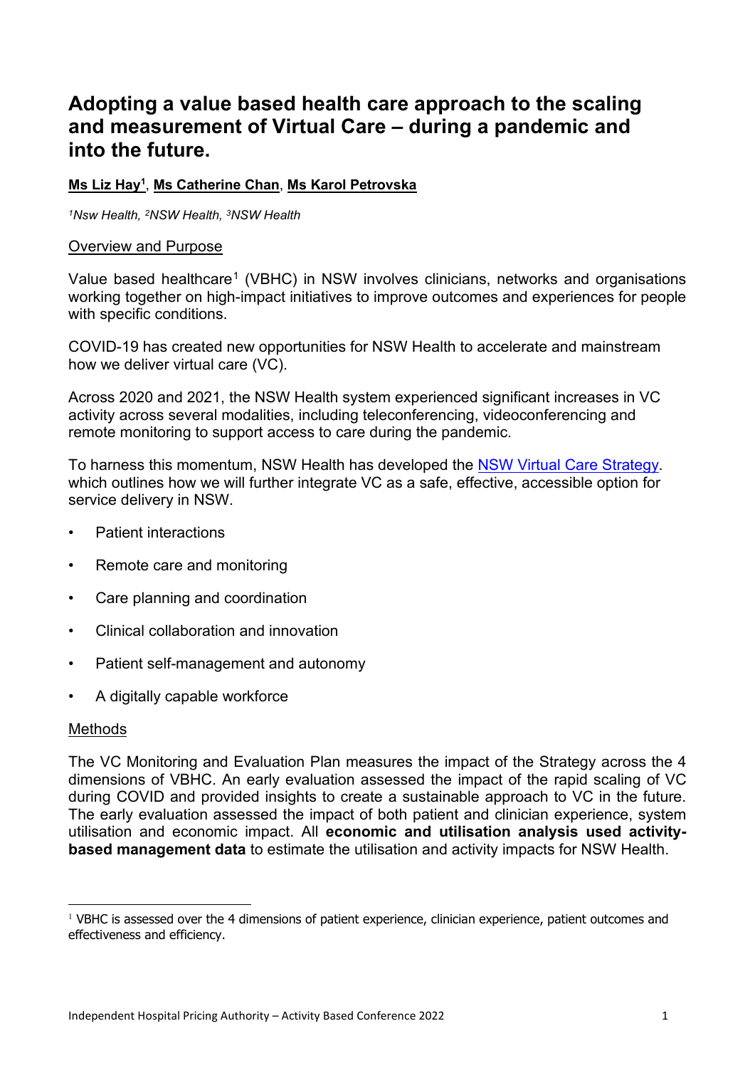# Adopting a value based health care approach to the scaling and measurement of Virtual Care – during a pandemic and into the future.

**Ms Liz Hay[1]**, **Ms Catherine Chan**, **Ms Karol Petrovska**

*[1]Nsw Health, [2]NSW Health, [3]NSW Health*

## Overview and Purpose

Value based healthcare[1] (VBHC) in NSW involves clinicians, networks and organisations working together on high-impact initiatives to improve outcomes and experiences for people with specific conditions.

COVID-19 has created new opportunities for NSW Health to accelerate and mainstream how we deliver virtual care (VC).

Across 2020 and 2021, the NSW Health system experienced significant increases in VC activity across several modalities, including teleconferencing, videoconferencing and remote monitoring to support access to care during the pandemic.

To harness this momentum, NSW Health has developed the NSW Virtual Care Strategy. which outlines how we will further integrate VC as a safe, effective, accessible option for service delivery in NSW.

- Patient interactions
- Remote care and monitoring
- Care planning and coordination
- Clinical collaboration and innovation
- Patient self-management and autonomy
- A digitally capable workforce

## Methods

The VC Monitoring and Evaluation Plan measures the impact of the Strategy across the 4 dimensions of VBHC. An early evaluation assessed the impact of the rapid scaling of VC during COVID and provided insights to create a sustainable approach to VC in the future. The early evaluation assessed the impact of both patient and clinician experience, system utilisation and economic impact. All **economic and utilisation analysis used activity-based management data** to estimate the utilisation and activity impacts for NSW Health.

---

[1] VBHC is assessed over the 4 dimensions of patient experience, clinician experience, patient outcomes and effectiveness and efficiency.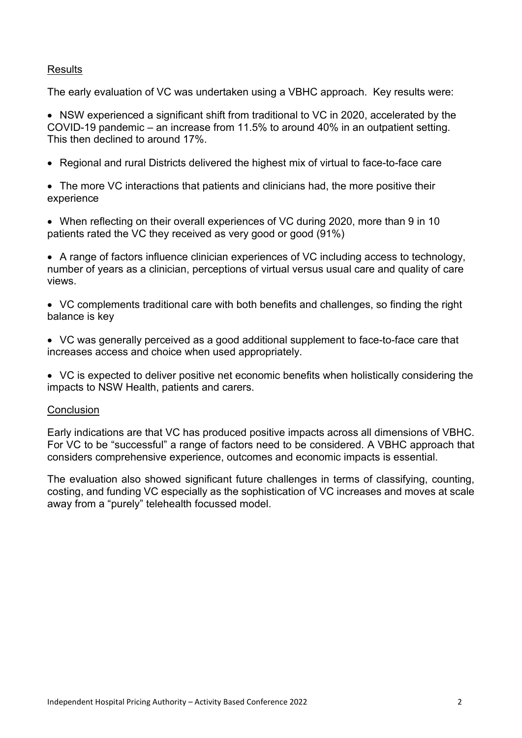## Results

The early evaluation of VC was undertaken using a VBHC approach. Key results were:

- NSW experienced a significant shift from traditional to VC in 2020, accelerated by the COVID-19 pandemic – an increase from 11.5% to around 40% in an outpatient setting. This then declined to around 17%.
- Regional and rural Districts delivered the highest mix of virtual to face-to-face care
- The more VC interactions that patients and clinicians had, the more positive their experience
- When reflecting on their overall experiences of VC during 2020, more than 9 in 10 patients rated the VC they received as very good or good (91%)
- A range of factors influence clinician experiences of VC including access to technology, number of years as a clinician, perceptions of virtual versus usual care and quality of care views.
- VC complements traditional care with both benefits and challenges, so finding the right balance is key
- VC was generally perceived as a good additional supplement to face-to-face care that increases access and choice when used appropriately.
- VC is expected to deliver positive net economic benefits when holistically considering the impacts to NSW Health, patients and carers.

## Conclusion

Early indications are that VC has produced positive impacts across all dimensions of VBHC. For VC to be "successful" a range of factors need to be considered. A VBHC approach that considers comprehensive experience, outcomes and economic impacts is essential.

The evaluation also showed significant future challenges in terms of classifying, counting, costing, and funding VC especially as the sophistication of VC increases and moves at scale away from a "purely" telehealth focussed model.